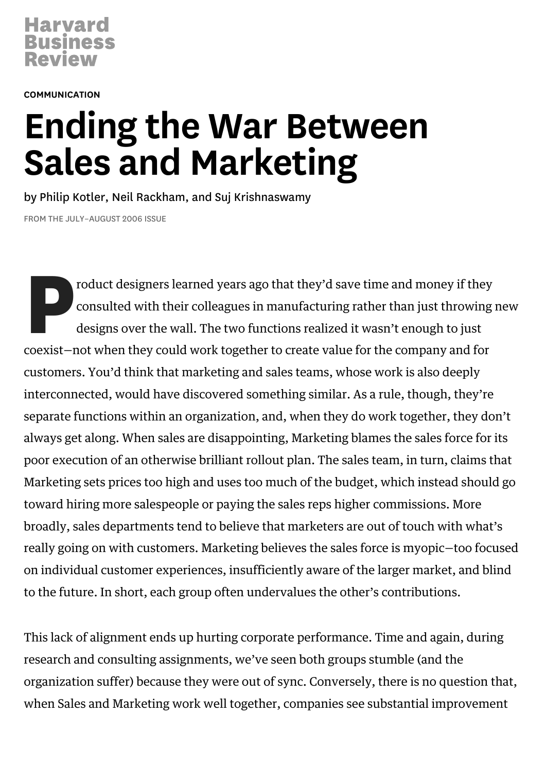Harvard Business Review

COMMUNICATION

# Ending the War Between Sales and Marketing

by Philip Kotler, Neil Rackham, and Suj Krishnaswamy

FROM THE JULY–AUGUST 2006 ISSUE

Product designers learned years ago that they'd save time and money if they consulted with their colleagues in manufacturing rather than just throwing new designs over the wall. The two functions realized it wasn't enough to just coexist—not when they could work together to create value for the company and for customers. You'd think that marketing and sales teams, whose work is also deeply interconnected, would have discovered something similar. As a rule, though, they're separate functions within an organization, and, when they do work together, they don't always get along. When sales are disappointing, Marketing blames the sales force for its poor execution of an otherwise brilliant rollout plan. The sales team, in turn, claims that Marketing sets prices too high and uses too much of the budget, which instead should go toward hiring more salespeople or paying the sales reps higher commissions. More broadly, sales departments tend to believe that marketers are out of touch with what's really going on with customers. Marketing believes the sales force is myopic—too focused on individual customer experiences, insufficiently aware of the larger market, and blind to the future. In short, each group often undervalues the other's contributions.

This lack of alignment ends up hurting corporate performance. Time and again, during research and consulting assignments, we've seen both groups stumble (and the organization suffer) because they were out of sync. Conversely, there is no question that, when Sales and Marketing work well together, companies see substantial improvement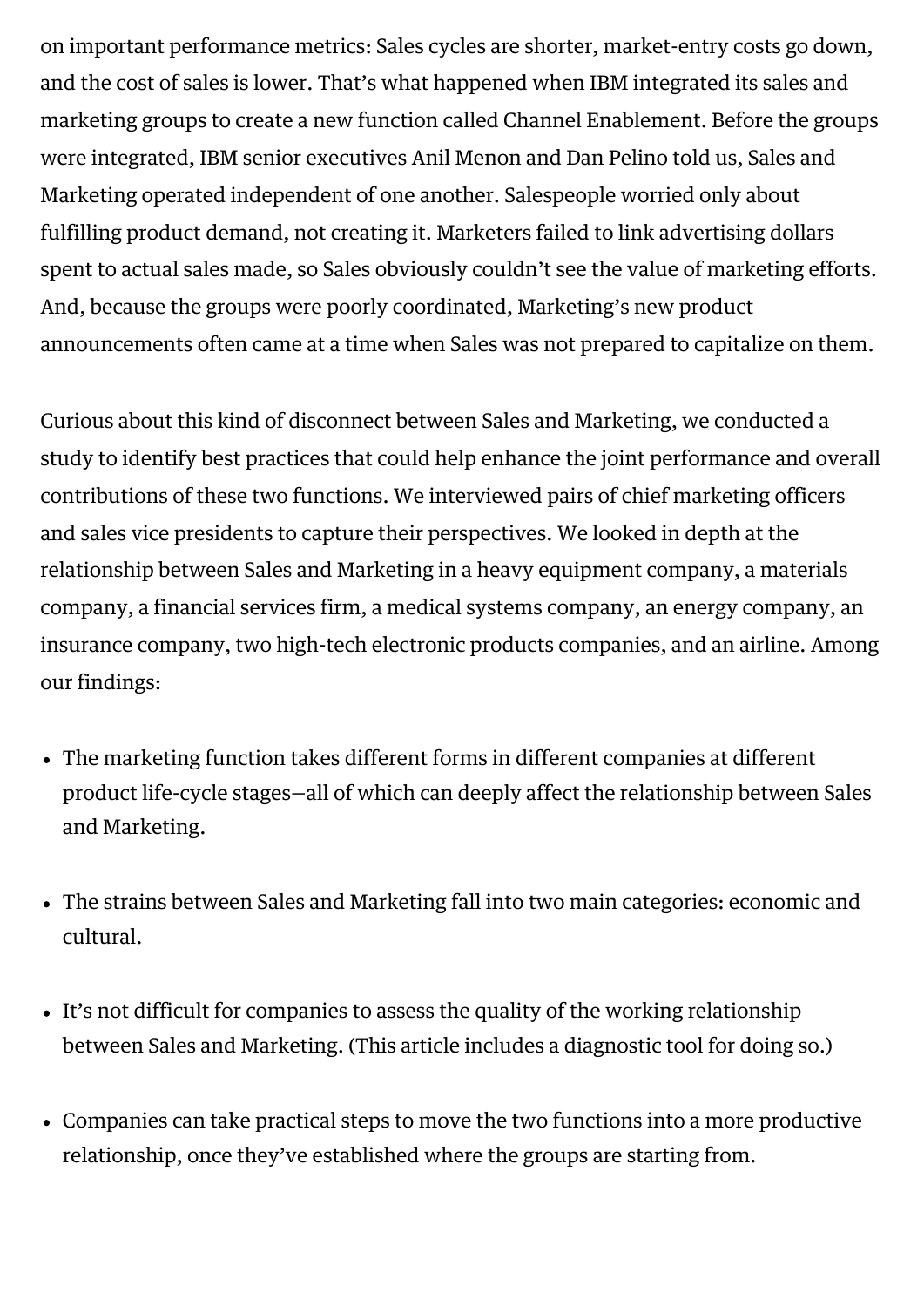on important performance metrics: Sales cycles are shorter, market-entry costs go down, and the cost of sales is lower. That's what happened when IBM integrated its sales and marketing groups to create a new function called Channel Enablement. Before the groups were integrated, IBM senior executives Anil Menon and Dan Pelino told us, Sales and Marketing operated independent of one another. Salespeople worried only about fulfilling product demand, not creating it. Marketers failed to link advertising dollars spent to actual sales made, so Sales obviously couldn't see the value of marketing efforts. And, because the groups were poorly coordinated, Marketing's new product announcements often came at a time when Sales was not prepared to capitalize on them.

Curious about this kind of disconnect between Sales and Marketing, we conducted a study to identify best practices that could help enhance the joint performance and overall contributions of these two functions. We interviewed pairs of chief marketing officers and sales vice presidents to capture their perspectives. We looked in depth at the relationship between Sales and Marketing in a heavy equipment company, a materials company, a financial services firm, a medical systems company, an energy company, an insurance company, two high-tech electronic products companies, and an airline. Among our findings:

- The marketing function takes different forms in different companies at different product life-cycle stages—all of which can deeply affect the relationship between Sales and Marketing.
- The strains between Sales and Marketing fall into two main categories: economic and cultural.
- It's not difficult for companies to assess the quality of the working relationship between Sales and Marketing. (This article includes a diagnostic tool for doing so.)
- Companies can take practical steps to move the two functions into a more productive relationship, once they've established where the groups are starting from.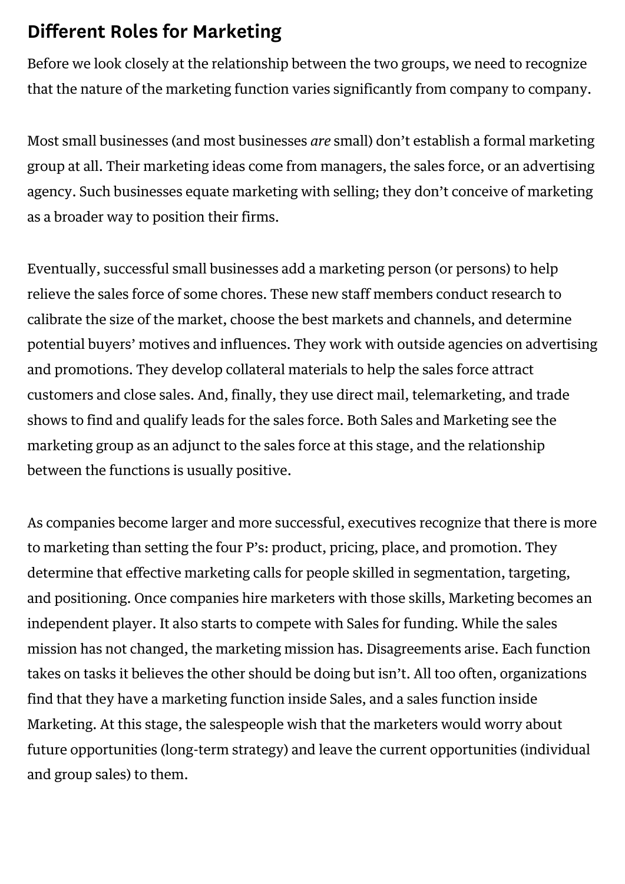## Different Roles for Marketing

Before we look closely at the relationship between the two groups, we need to recognize that the nature of the marketing function varies significantly from company to company.

Most small businesses (and most businesses *are* small) don't establish a formal marketing group at all. Their marketing ideas come from managers, the sales force, or an advertising agency. Such businesses equate marketing with selling; they don't conceive of marketing as a broader way to position their firms.

Eventually, successful small businesses add a marketing person (or persons) to help relieve the sales force of some chores. These new staff members conduct research to calibrate the size of the market, choose the best markets and channels, and determine potential buyers' motives and influences. They work with outside agencies on advertising and promotions. They develop collateral materials to help the sales force attract customers and close sales. And, finally, they use direct mail, telemarketing, and trade shows to find and qualify leads for the sales force. Both Sales and Marketing see the marketing group as an adjunct to the sales force at this stage, and the relationship between the functions is usually positive.

As companies become larger and more successful, executives recognize that there is more to marketing than setting the four P's: product, pricing, place, and promotion. They determine that effective marketing calls for people skilled in segmentation, targeting, and positioning. Once companies hire marketers with those skills, Marketing becomes an independent player. It also starts to compete with Sales for funding. While the sales mission has not changed, the marketing mission has. Disagreements arise. Each function takes on tasks it believes the other should be doing but isn't. All too often, organizations find that they have a marketing function inside Sales, and a sales function inside Marketing. At this stage, the salespeople wish that the marketers would worry about future opportunities (long-term strategy) and leave the current opportunities (individual and group sales) to them.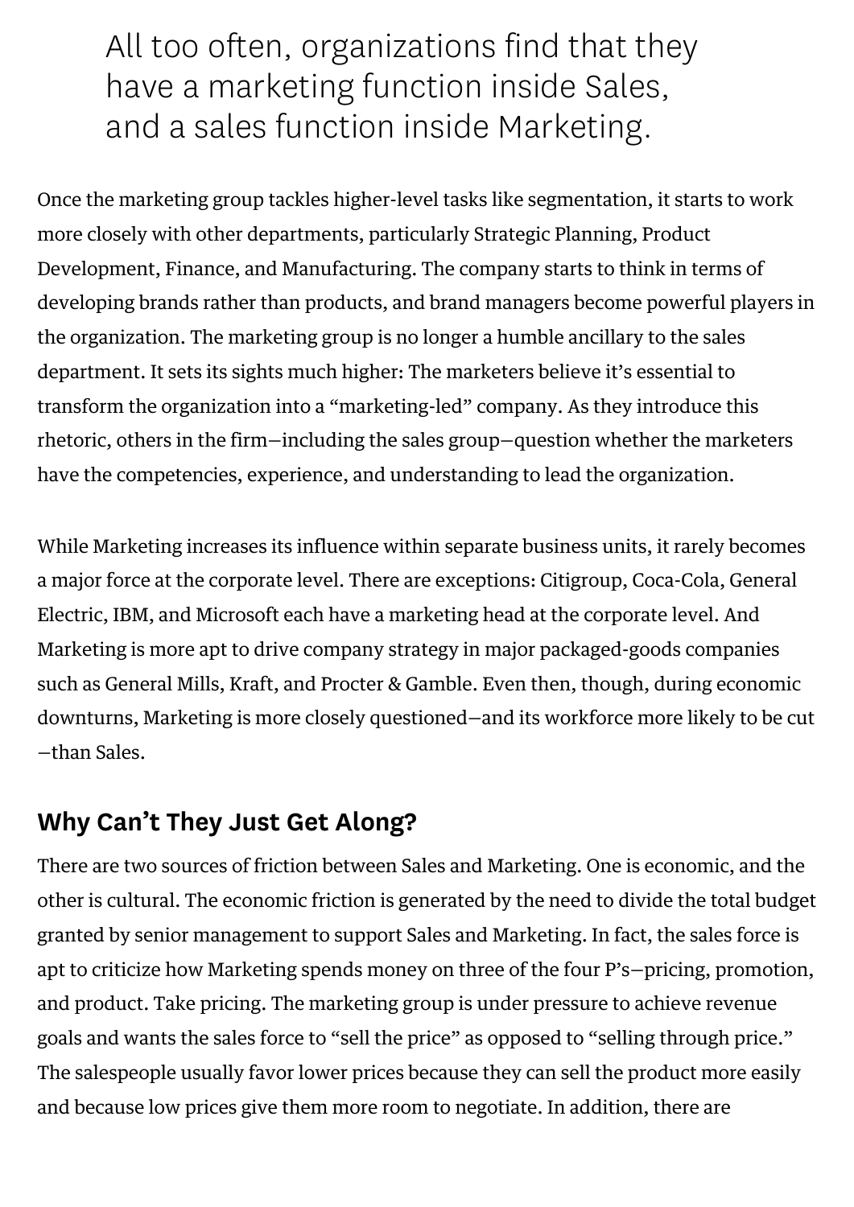> All too often, organizations find that they have a marketing function inside Sales, and a sales function inside Marketing.

Once the marketing group tackles higher-level tasks like segmentation, it starts to work more closely with other departments, particularly Strategic Planning, Product Development, Finance, and Manufacturing. The company starts to think in terms of developing brands rather than products, and brand managers become powerful players in the organization. The marketing group is no longer a humble ancillary to the sales department. It sets its sights much higher: The marketers believe it's essential to transform the organization into a "marketing-led" company. As they introduce this rhetoric, others in the firm—including the sales group—question whether the marketers have the competencies, experience, and understanding to lead the organization.

While Marketing increases its influence within separate business units, it rarely becomes a major force at the corporate level. There are exceptions: Citigroup, Coca-Cola, General Electric, IBM, and Microsoft each have a marketing head at the corporate level. And Marketing is more apt to drive company strategy in major packaged-goods companies such as General Mills, Kraft, and Procter & Gamble. Even then, though, during economic downturns, Marketing is more closely questioned—and its workforce more likely to be cut—than Sales.

## Why Can't They Just Get Along?

There are two sources of friction between Sales and Marketing. One is economic, and the other is cultural. The economic friction is generated by the need to divide the total budget granted by senior management to support Sales and Marketing. In fact, the sales force is apt to criticize how Marketing spends money on three of the four P's—pricing, promotion, and product. Take pricing. The marketing group is under pressure to achieve revenue goals and wants the sales force to "sell the price" as opposed to "selling through price." The salespeople usually favor lower prices because they can sell the product more easily and because low prices give them more room to negotiate. In addition, there are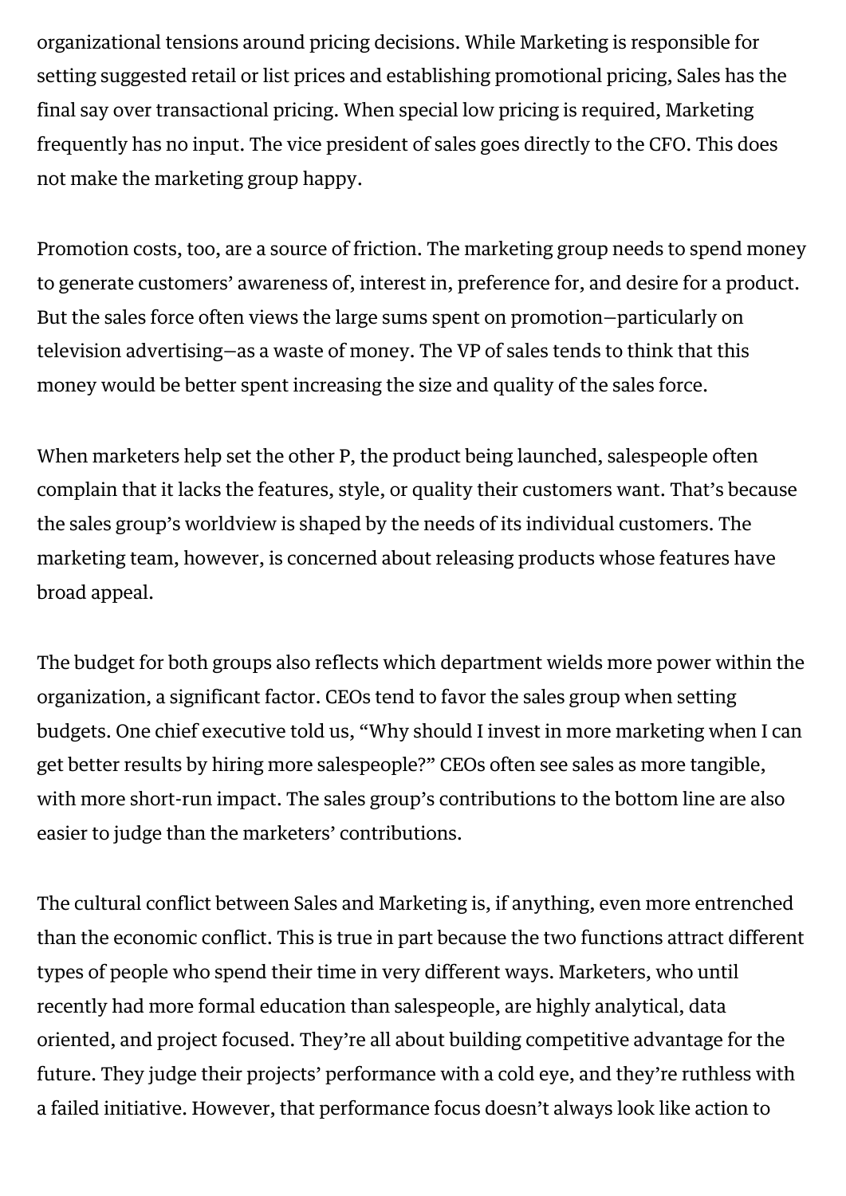organizational tensions around pricing decisions. While Marketing is responsible for setting suggested retail or list prices and establishing promotional pricing, Sales has the final say over transactional pricing. When special low pricing is required, Marketing frequently has no input. The vice president of sales goes directly to the CFO. This does not make the marketing group happy.

Promotion costs, too, are a source of friction. The marketing group needs to spend money to generate customers' awareness of, interest in, preference for, and desire for a product. But the sales force often views the large sums spent on promotion—particularly on television advertising—as a waste of money. The VP of sales tends to think that this money would be better spent increasing the size and quality of the sales force.

When marketers help set the other P, the product being launched, salespeople often complain that it lacks the features, style, or quality their customers want. That's because the sales group's worldview is shaped by the needs of its individual customers. The marketing team, however, is concerned about releasing products whose features have broad appeal.

The budget for both groups also reflects which department wields more power within the organization, a significant factor. CEOs tend to favor the sales group when setting budgets. One chief executive told us, "Why should I invest in more marketing when I can get better results by hiring more salespeople?" CEOs often see sales as more tangible, with more short-run impact. The sales group's contributions to the bottom line are also easier to judge than the marketers' contributions.

The cultural conflict between Sales and Marketing is, if anything, even more entrenched than the economic conflict. This is true in part because the two functions attract different types of people who spend their time in very different ways. Marketers, who until recently had more formal education than salespeople, are highly analytical, data oriented, and project focused. They're all about building competitive advantage for the future. They judge their projects' performance with a cold eye, and they're ruthless with a failed initiative. However, that performance focus doesn't always look like action to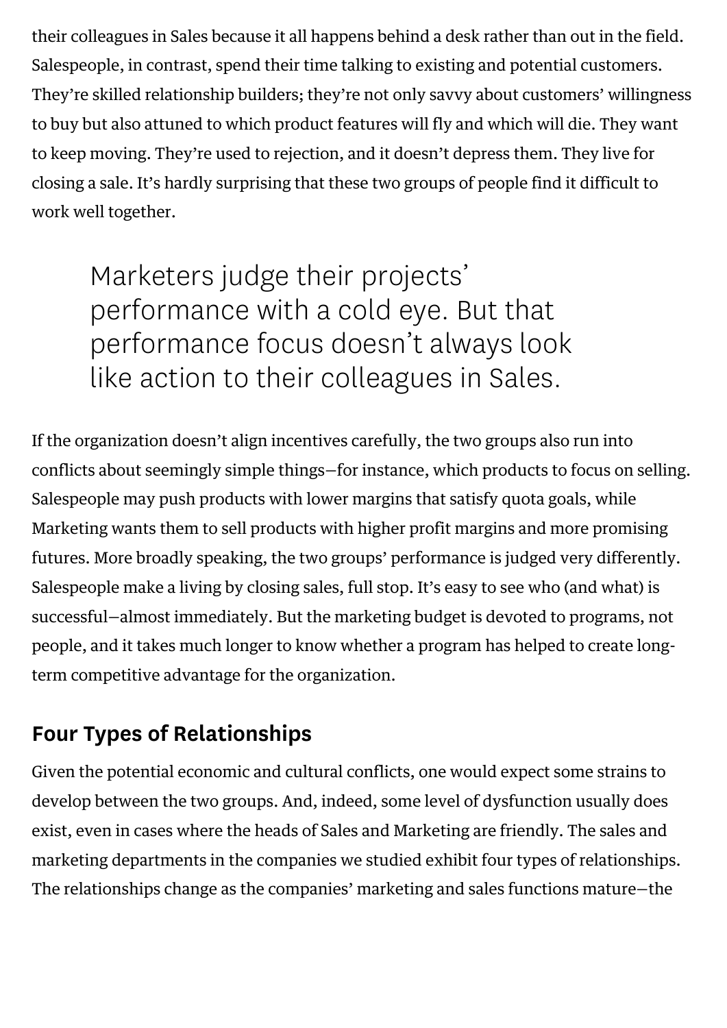their colleagues in Sales because it all happens behind a desk rather than out in the field. Salespeople, in contrast, spend their time talking to existing and potential customers. They're skilled relationship builders; they're not only savvy about customers' willingness to buy but also attuned to which product features will fly and which will die. They want to keep moving. They're used to rejection, and it doesn't depress them. They live for closing a sale. It's hardly surprising that these two groups of people find it difficult to work well together.

> Marketers judge their projects' performance with a cold eye. But that performance focus doesn't always look like action to their colleagues in Sales.

If the organization doesn't align incentives carefully, the two groups also run into conflicts about seemingly simple things—for instance, which products to focus on selling. Salespeople may push products with lower margins that satisfy quota goals, while Marketing wants them to sell products with higher profit margins and more promising futures. More broadly speaking, the two groups' performance is judged very differently. Salespeople make a living by closing sales, full stop. It's easy to see who (and what) is successful—almost immediately. But the marketing budget is devoted to programs, not people, and it takes much longer to know whether a program has helped to create long-term competitive advantage for the organization.

## Four Types of Relationships

Given the potential economic and cultural conflicts, one would expect some strains to develop between the two groups. And, indeed, some level of dysfunction usually does exist, even in cases where the heads of Sales and Marketing are friendly. The sales and marketing departments in the companies we studied exhibit four types of relationships. The relationships change as the companies' marketing and sales functions mature—the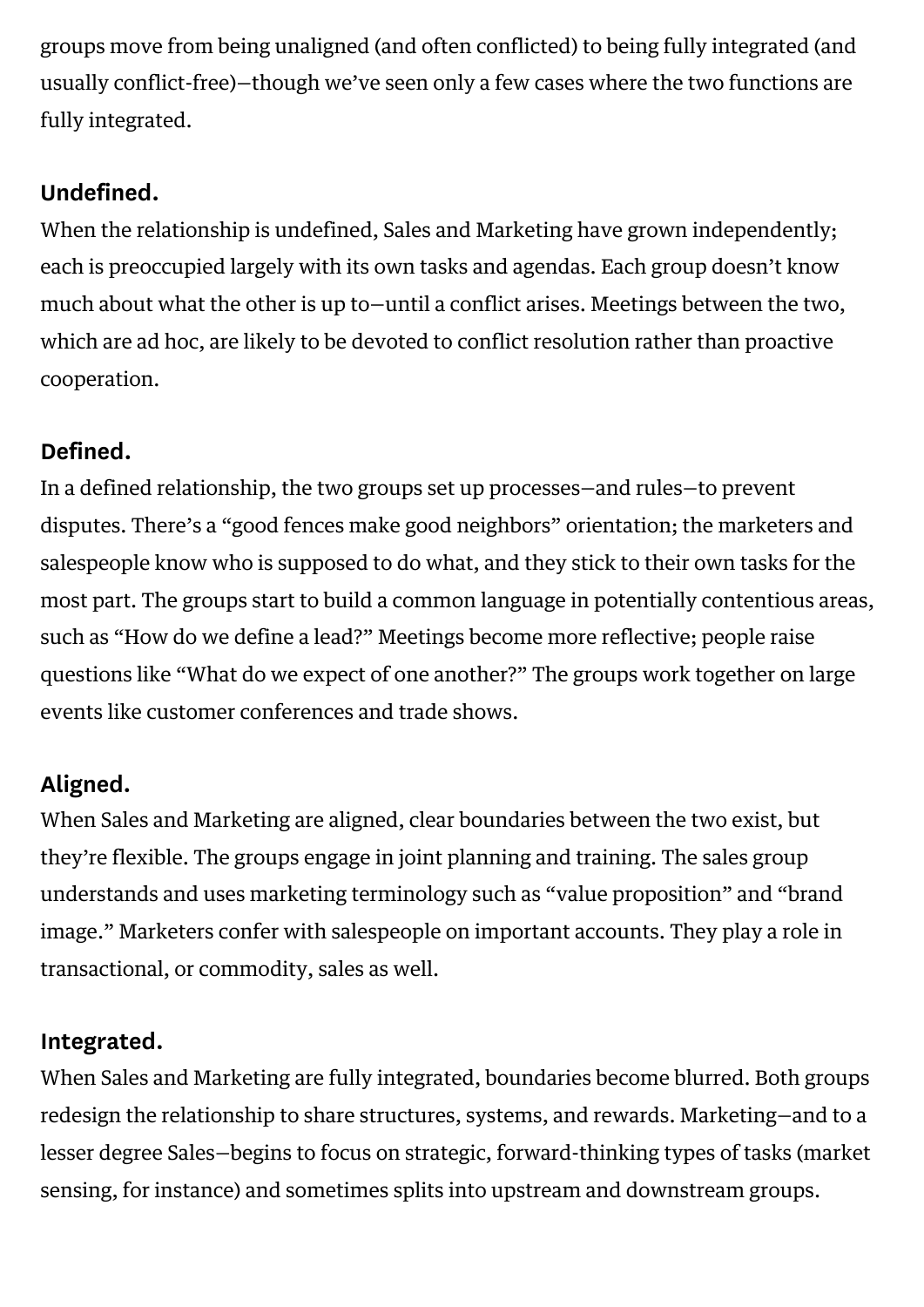groups move from being unaligned (and often conflicted) to being fully integrated (and usually conflict-free)—though we've seen only a few cases where the two functions are fully integrated.

### Undefined.

When the relationship is undefined, Sales and Marketing have grown independently; each is preoccupied largely with its own tasks and agendas. Each group doesn't know much about what the other is up to—until a conflict arises. Meetings between the two, which are ad hoc, are likely to be devoted to conflict resolution rather than proactive cooperation.

### Defined.

In a defined relationship, the two groups set up processes—and rules—to prevent disputes. There's a "good fences make good neighbors" orientation; the marketers and salespeople know who is supposed to do what, and they stick to their own tasks for the most part. The groups start to build a common language in potentially contentious areas, such as "How do we define a lead?" Meetings become more reflective; people raise questions like "What do we expect of one another?" The groups work together on large events like customer conferences and trade shows.

### Aligned.

When Sales and Marketing are aligned, clear boundaries between the two exist, but they're flexible. The groups engage in joint planning and training. The sales group understands and uses marketing terminology such as "value proposition" and "brand image." Marketers confer with salespeople on important accounts. They play a role in transactional, or commodity, sales as well.

### Integrated.

When Sales and Marketing are fully integrated, boundaries become blurred. Both groups redesign the relationship to share structures, systems, and rewards. Marketing—and to a lesser degree Sales—begins to focus on strategic, forward-thinking types of tasks (market sensing, for instance) and sometimes splits into upstream and downstream groups.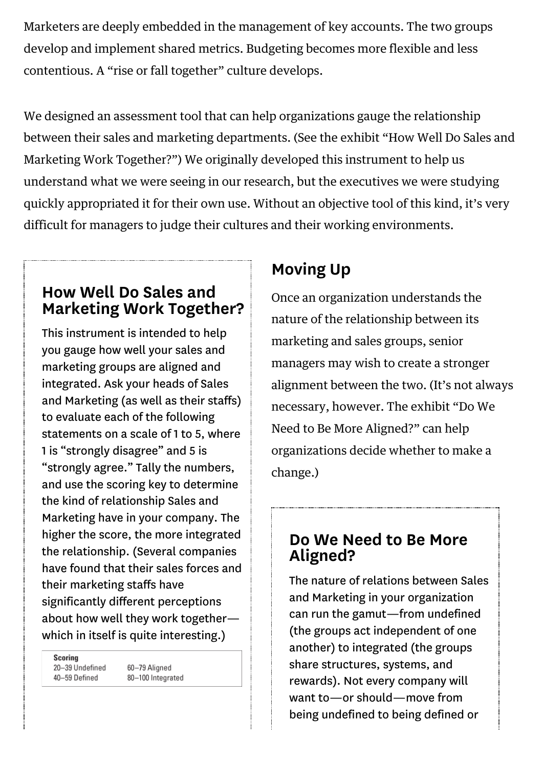Marketers are deeply embedded in the management of key accounts. The two groups develop and implement shared metrics. Budgeting becomes more flexible and less contentious. A "rise or fall together" culture develops.

We designed an assessment tool that can help organizations gauge the relationship between their sales and marketing departments. (See the exhibit "How Well Do Sales and Marketing Work Together?") We originally developed this instrument to help us understand what we were seeing in our research, but the executives we were studying quickly appropriated it for their own use. Without an objective tool of this kind, it's very difficult for managers to judge their cultures and their working environments.

## How Well Do Sales and Marketing Work Together?

This instrument is intended to help you gauge how well your sales and marketing groups are aligned and integrated. Ask your heads of Sales and Marketing (as well as their staffs) to evaluate each of the following statements on a scale of 1 to 5, where 1 is "strongly disagree" and 5 is "strongly agree." Tally the numbers, and use the scoring key to determine the kind of relationship Sales and Marketing have in your company. The higher the score, the more integrated the relationship. (Several companies have found that their sales forces and their marketing staffs have significantly different perceptions about how well they work together—which in itself is quite interesting.)

**Scoring**

| | |
|---|---|
| 20–39 Undefined | 60–79 Aligned |
| 40–59 Defined | 80–100 Integrated |

## Moving Up

Once an organization understands the nature of the relationship between its marketing and sales groups, senior managers may wish to create a stronger alignment between the two. (It's not always necessary, however. The exhibit "Do We Need to Be More Aligned?" can help organizations decide whether to make a change.)

## Do We Need to Be More Aligned?

The nature of relations between Sales and Marketing in your organization can run the gamut—from undefined (the groups act independent of one another) to integrated (the groups share structures, systems, and rewards). Not every company will want to—or should—move from being undefined to being defined or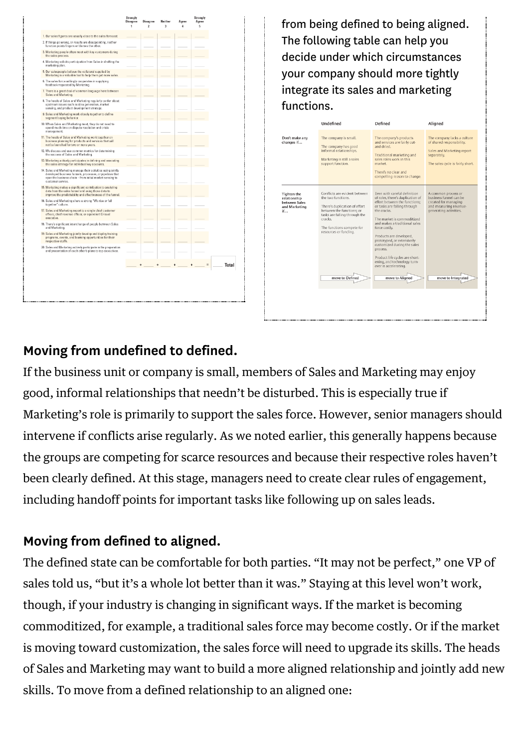| | Strongly Disagree 1 | Disagree 2 | Neither 3 | Agree 4 | Strongly Agree 5 |
|---|---|---|---|---|---|
| 1. Our sales figures are usually close to the sales forecast. | ___ | ___ | ___ | ___ | ___ |
| 2. If things go wrong, or results are disappointing, neither function points fingers or blames the other. | ___ | ___ | ___ | ___ | ___ |
| 3. Marketing people often meet with key customers during the sales process. | ___ | ___ | ___ | ___ | ___ |
| 4. Marketing solicits participation from Sales in drafting the marketing plan. | ___ | ___ | ___ | ___ | ___ |
| 5. Our salespeople believe the collateral supplied by Marketing is a valuable tool to help them get more sales. | ___ | ___ | ___ | ___ | ___ |
| 6. The sales force willingly cooperates in supplying feedback requested by Marketing. | ___ | ___ | ___ | ___ | ___ |
| 7. There is a great deal of common language here between Sales and Marketing. | ___ | ___ | ___ | ___ | ___ |
| 8. The heads of Sales and Marketing regularly confer about upstream issues such as idea generation, market sensing, and product development strategy. | ___ | ___ | ___ | ___ | ___ |
| 9. Sales and Marketing work closely together to define segment buying behavior. | ___ | ___ | ___ | ___ | ___ |
| 10. When Sales and Marketing meet, they do not need to spend much time on dispute resolution and crisis management. | ___ | ___ | ___ | ___ | ___ |
| 11. The heads of Sales and Marketing work together on business planning for products and services that will not be launched for two or more years. | ___ | ___ | ___ | ___ | ___ |
| 12. We discuss and use common metrics for determining the success of Sales and Marketing. | ___ | ___ | ___ | ___ | ___ |
| 13. Marketing actively participates in defining and executing the sales strategy for individual key accounts. | ___ | ___ | ___ | ___ | ___ |
| 14. Sales and Marketing manage their activities using jointly developed business funnels, processes, or pipelines that span the business chain – from initial market sensing to customer service. | ___ | ___ | ___ | ___ | ___ |
| 15. Marketing makes a significant contribution to analyzing data from the sales funnel and using those data to improve the predictability and effectiveness of the funnel. | ___ | ___ | ___ | ___ | ___ |
| 16. Sales and Marketing share a strong "We rise or fall together" culture. | ___ | ___ | ___ | ___ | ___ |
| 17. Sales and Marketing report to a single chief customer officer, chief revenue officer, or equivalent C-level executive. | ___ | ___ | ___ | ___ | ___ |
| 18. There's significant interchange of people between Sales and Marketing. | ___ | ___ | ___ | ___ | ___ |
| 19. Sales and Marketing jointly develop and deploy training programs, events, and learning opportunities for their respective staffs. | ___ | ___ | ___ | ___ | ___ |
| 20. Sales and Marketing actively participate in the preparation and presentation of each other's plans to top executives. | ___ | ___ | ___ | ___ | ___ |

___ + ___ + ___ + ___ + ___ = ___ Total

from being defined to being aligned. The following table can help you decide under which circumstances your company should more tightly integrate its sales and marketing functions.

| | Undefined | Defined | Aligned |
|---|---|---|---|
| Don't make any changes if... | The company is small. The company has good informal relationships. Marketing is still a sales support function. | The company's products and services are fairly cut-and-dried. Traditional marketing and sales roles work in this market. There's no clear and compelling reason to change. | The company lacks a culture of shared responsibility. Sales and Marketing report separately. The sales cycle is fairly short. |
| Tighten the relationship between Sales and Marketing if... | Conflicts are evident between the two functions. There's duplication of effort between the functions; or tasks are falling through the cracks. The functions compete for resources or funding. | Even with careful definition of roles, there's duplication of effort between the functions; or tasks are falling through the cracks. The market is commoditized and makes a traditional sales force costly. Products are developed, prototyped, or extensively customized during the sales process. Product life cycles are shortening, and technology turnover is accelerating. | A common process or business funnel can be created for managing and measuring revenue-generating activities. |
| | move to Defined | move to Aligned | move to Integrated |

## Moving from undefined to defined.

If the business unit or company is small, members of Sales and Marketing may enjoy good, informal relationships that needn't be disturbed. This is especially true if Marketing's role is primarily to support the sales force. However, senior managers should intervene if conflicts arise regularly. As we noted earlier, this generally happens because the groups are competing for scarce resources and because their respective roles haven't been clearly defined. At this stage, managers need to create clear rules of engagement, including handoff points for important tasks like following up on sales leads.

## Moving from defined to aligned.

The defined state can be comfortable for both parties. "It may not be perfect," one VP of sales told us, "but it's a whole lot better than it was." Staying at this level won't work, though, if your industry is changing in significant ways. If the market is becoming commoditized, for example, a traditional sales force may become costly. Or if the market is moving toward customization, the sales force will need to upgrade its skills. The heads of Sales and Marketing may want to build a more aligned relationship and jointly add new skills. To move from a defined relationship to an aligned one: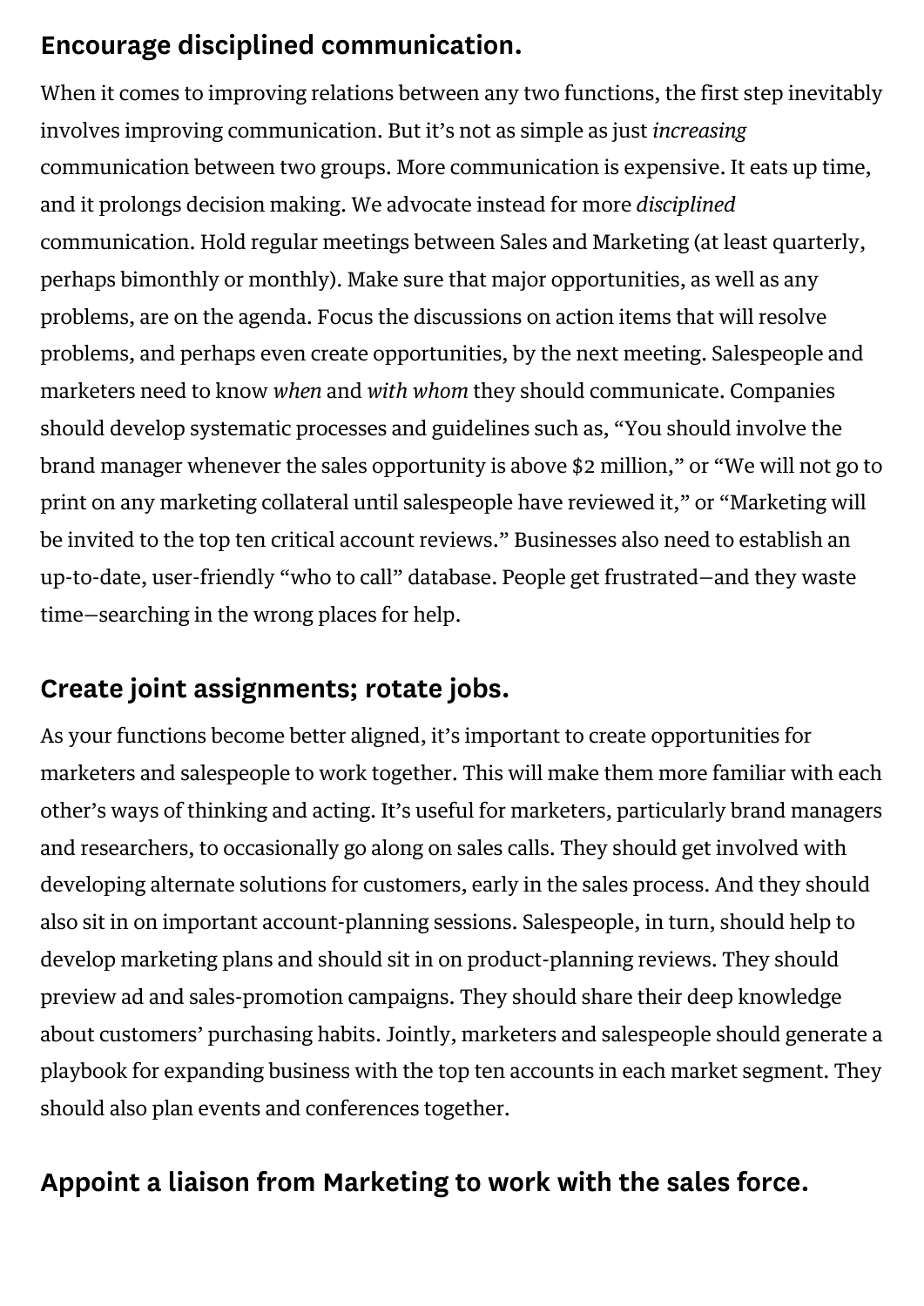## Encourage disciplined communication.

When it comes to improving relations between any two functions, the first step inevitably involves improving communication. But it's not as simple as just *increasing* communication between two groups. More communication is expensive. It eats up time, and it prolongs decision making. We advocate instead for more *disciplined* communication. Hold regular meetings between Sales and Marketing (at least quarterly, perhaps bimonthly or monthly). Make sure that major opportunities, as well as any problems, are on the agenda. Focus the discussions on action items that will resolve problems, and perhaps even create opportunities, by the next meeting. Salespeople and marketers need to know *when* and *with whom* they should communicate. Companies should develop systematic processes and guidelines such as, "You should involve the brand manager whenever the sales opportunity is above $2 million," or "We will not go to print on any marketing collateral until salespeople have reviewed it," or "Marketing will be invited to the top ten critical account reviews." Businesses also need to establish an up-to-date, user-friendly "who to call" database. People get frustrated—and they waste time—searching in the wrong places for help.

## Create joint assignments; rotate jobs.

As your functions become better aligned, it's important to create opportunities for marketers and salespeople to work together. This will make them more familiar with each other's ways of thinking and acting. It's useful for marketers, particularly brand managers and researchers, to occasionally go along on sales calls. They should get involved with developing alternate solutions for customers, early in the sales process. And they should also sit in on important account-planning sessions. Salespeople, in turn, should help to develop marketing plans and should sit in on product-planning reviews. They should preview ad and sales-promotion campaigns. They should share their deep knowledge about customers' purchasing habits. Jointly, marketers and salespeople should generate a playbook for expanding business with the top ten accounts in each market segment. They should also plan events and conferences together.

## Appoint a liaison from Marketing to work with the sales force.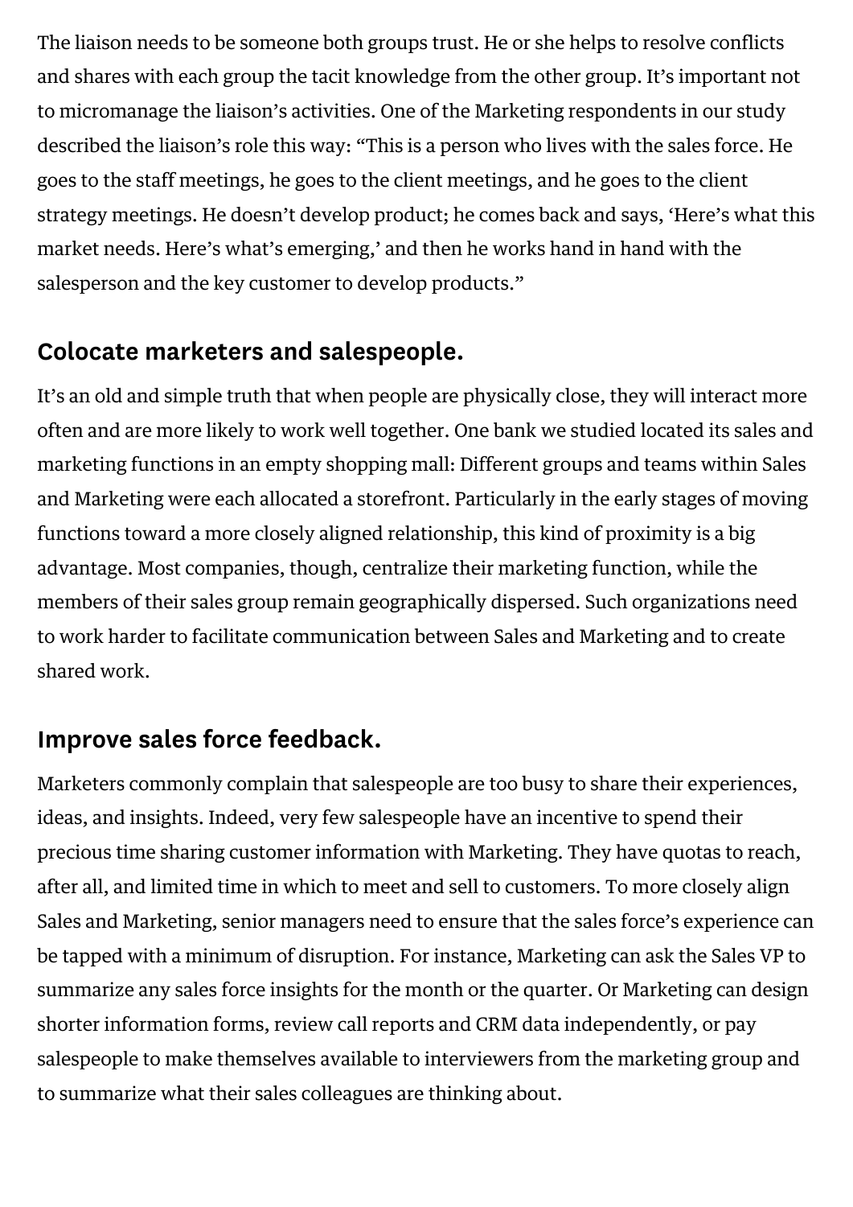The liaison needs to be someone both groups trust. He or she helps to resolve conflicts and shares with each group the tacit knowledge from the other group. It's important not to micromanage the liaison's activities. One of the Marketing respondents in our study described the liaison's role this way: "This is a person who lives with the sales force. He goes to the staff meetings, he goes to the client meetings, and he goes to the client strategy meetings. He doesn't develop product; he comes back and says, 'Here's what this market needs. Here's what's emerging,' and then he works hand in hand with the salesperson and the key customer to develop products."

## Colocate marketers and salespeople.

It's an old and simple truth that when people are physically close, they will interact more often and are more likely to work well together. One bank we studied located its sales and marketing functions in an empty shopping mall: Different groups and teams within Sales and Marketing were each allocated a storefront. Particularly in the early stages of moving functions toward a more closely aligned relationship, this kind of proximity is a big advantage. Most companies, though, centralize their marketing function, while the members of their sales group remain geographically dispersed. Such organizations need to work harder to facilitate communication between Sales and Marketing and to create shared work.

## Improve sales force feedback.

Marketers commonly complain that salespeople are too busy to share their experiences, ideas, and insights. Indeed, very few salespeople have an incentive to spend their precious time sharing customer information with Marketing. They have quotas to reach, after all, and limited time in which to meet and sell to customers. To more closely align Sales and Marketing, senior managers need to ensure that the sales force's experience can be tapped with a minimum of disruption. For instance, Marketing can ask the Sales VP to summarize any sales force insights for the month or the quarter. Or Marketing can design shorter information forms, review call reports and CRM data independently, or pay salespeople to make themselves available to interviewers from the marketing group and to summarize what their sales colleagues are thinking about.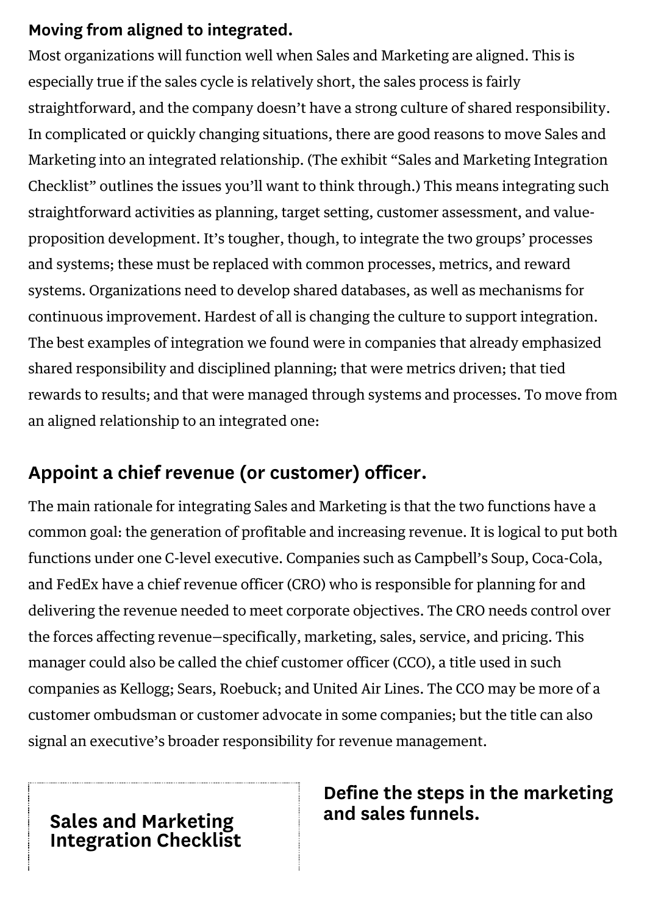**Moving from aligned to integrated.**

Most organizations will function well when Sales and Marketing are aligned. This is especially true if the sales cycle is relatively short, the sales process is fairly straightforward, and the company doesn't have a strong culture of shared responsibility. In complicated or quickly changing situations, there are good reasons to move Sales and Marketing into an integrated relationship. (The exhibit "Sales and Marketing Integration Checklist" outlines the issues you'll want to think through.) This means integrating such straightforward activities as planning, target setting, customer assessment, and value-proposition development. It's tougher, though, to integrate the two groups' processes and systems; these must be replaced with common processes, metrics, and reward systems. Organizations need to develop shared databases, as well as mechanisms for continuous improvement. Hardest of all is changing the culture to support integration. The best examples of integration we found were in companies that already emphasized shared responsibility and disciplined planning; that were metrics driven; that tied rewards to results; and that were managed through systems and processes. To move from an aligned relationship to an integrated one:

## Appoint a chief revenue (or customer) officer.

The main rationale for integrating Sales and Marketing is that the two functions have a common goal: the generation of profitable and increasing revenue. It is logical to put both functions under one C-level executive. Companies such as Campbell's Soup, Coca-Cola, and FedEx have a chief revenue officer (CRO) who is responsible for planning for and delivering the revenue needed to meet corporate objectives. The CRO needs control over the forces affecting revenue—specifically, marketing, sales, service, and pricing. This manager could also be called the chief customer officer (CCO), a title used in such companies as Kellogg; Sears, Roebuck; and United Air Lines. The CCO may be more of a customer ombudsman or customer advocate in some companies; but the title can also signal an executive's broader responsibility for revenue management.

### Sales and Marketing Integration Checklist

### Define the steps in the marketing and sales funnels.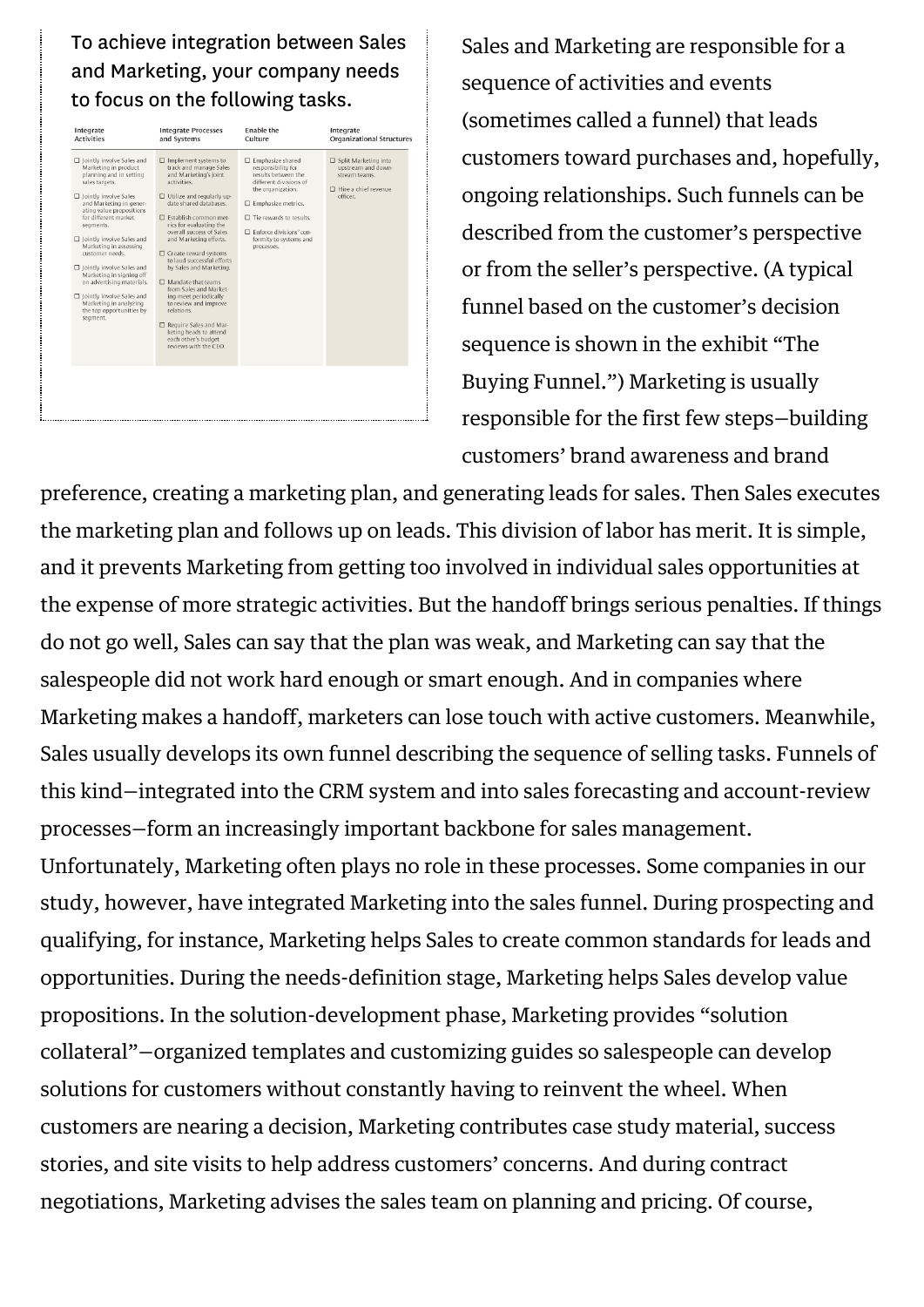To achieve integration between Sales and Marketing, your company needs to focus on the following tasks.

| Integrate Activities | Integrate Processes and Systems | Enable the Culture | Integrate Organizational Structures |
|---|---|---|---|
| ☐ Jointly involve Sales and Marketing in product planning and in setting sales targets. | ☐ Implement systems to track and manage Sales and Marketing's joint activities. | ☐ Emphasize shared responsibility for results between the different divisions of the organization. | ☐ Split Marketing into upstream and downstream teams. |
| ☐ Jointly involve Sales and Marketing in generating value propositions for different market segments. | ☐ Utilize and regularly update shared databases. | ☐ Emphasize metrics. | ☐ Hire a chief revenue officer. |
| ☐ Jointly involve Sales and Marketing in assessing customer needs. | ☐ Establish common metrics for evaluating the overall success of Sales and Marketing efforts. | ☐ Tie rewards to results. | |
| ☐ Jointly involve Sales and Marketing in signing off on advertising materials. | ☐ Create reward systems to laud successful efforts by Sales and Marketing. | ☐ Enforce divisions' conformity to systems and processes. | |
| ☐ Jointly involve Sales and Marketing in analyzing the top opportunities by segment. | ☐ Mandate that teams from Sales and Marketing meet periodically to review and improve relations. | | |
| | ☐ Require Sales and Marketing heads to attend each other's budget reviews with the CEO. | | |

Sales and Marketing are responsible for a sequence of activities and events (sometimes called a funnel) that leads customers toward purchases and, hopefully, ongoing relationships. Such funnels can be described from the customer's perspective or from the seller's perspective. (A typical funnel based on the customer's decision sequence is shown in the exhibit "The Buying Funnel.") Marketing is usually responsible for the first few steps—building customers' brand awareness and brand preference, creating a marketing plan, and generating leads for sales. Then Sales executes the marketing plan and follows up on leads. This division of labor has merit. It is simple, and it prevents Marketing from getting too involved in individual sales opportunities at the expense of more strategic activities. But the handoff brings serious penalties. If things do not go well, Sales can say that the plan was weak, and Marketing can say that the salespeople did not work hard enough or smart enough. And in companies where Marketing makes a handoff, marketers can lose touch with active customers. Meanwhile, Sales usually develops its own funnel describing the sequence of selling tasks. Funnels of this kind—integrated into the CRM system and into sales forecasting and account-review processes—form an increasingly important backbone for sales management. Unfortunately, Marketing often plays no role in these processes. Some companies in our study, however, have integrated Marketing into the sales funnel. During prospecting and qualifying, for instance, Marketing helps Sales to create common standards for leads and opportunities. During the needs-definition stage, Marketing helps Sales develop value propositions. In the solution-development phase, Marketing provides "solution collateral"—organized templates and customizing guides so salespeople can develop solutions for customers without constantly having to reinvent the wheel. When customers are nearing a decision, Marketing contributes case study material, success stories, and site visits to help address customers' concerns. And during contract negotiations, Marketing advises the sales team on planning and pricing. Of course,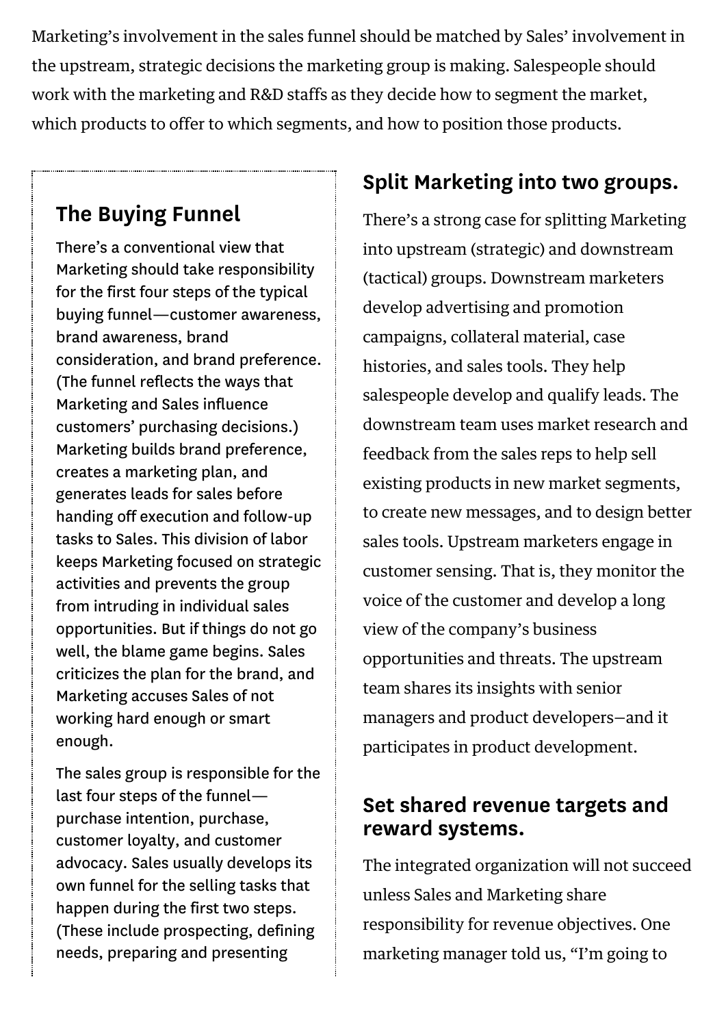Marketing's involvement in the sales funnel should be matched by Sales' involvement in the upstream, strategic decisions the marketing group is making. Salespeople should work with the marketing and R&D staffs as they decide how to segment the market, which products to offer to which segments, and how to position those products.

## The Buying Funnel

There's a conventional view that Marketing should take responsibility for the first four steps of the typical buying funnel—customer awareness, brand awareness, brand consideration, and brand preference. (The funnel reflects the ways that Marketing and Sales influence customers' purchasing decisions.) Marketing builds brand preference, creates a marketing plan, and generates leads for sales before handing off execution and follow-up tasks to Sales. This division of labor keeps Marketing focused on strategic activities and prevents the group from intruding in individual sales opportunities. But if things do not go well, the blame game begins. Sales criticizes the plan for the brand, and Marketing accuses Sales of not working hard enough or smart enough.

The sales group is responsible for the last four steps of the funnel—purchase intention, purchase, customer loyalty, and customer advocacy. Sales usually develops its own funnel for the selling tasks that happen during the first two steps. (These include prospecting, defining needs, preparing and presenting

## Split Marketing into two groups.

There's a strong case for splitting Marketing into upstream (strategic) and downstream (tactical) groups. Downstream marketers develop advertising and promotion campaigns, collateral material, case histories, and sales tools. They help salespeople develop and qualify leads. The downstream team uses market research and feedback from the sales reps to help sell existing products in new market segments, to create new messages, and to design better sales tools. Upstream marketers engage in customer sensing. That is, they monitor the voice of the customer and develop a long view of the company's business opportunities and threats. The upstream team shares its insights with senior managers and product developers—and it participates in product development.

## Set shared revenue targets and reward systems.

The integrated organization will not succeed unless Sales and Marketing share responsibility for revenue objectives. One marketing manager told us, "I'm going to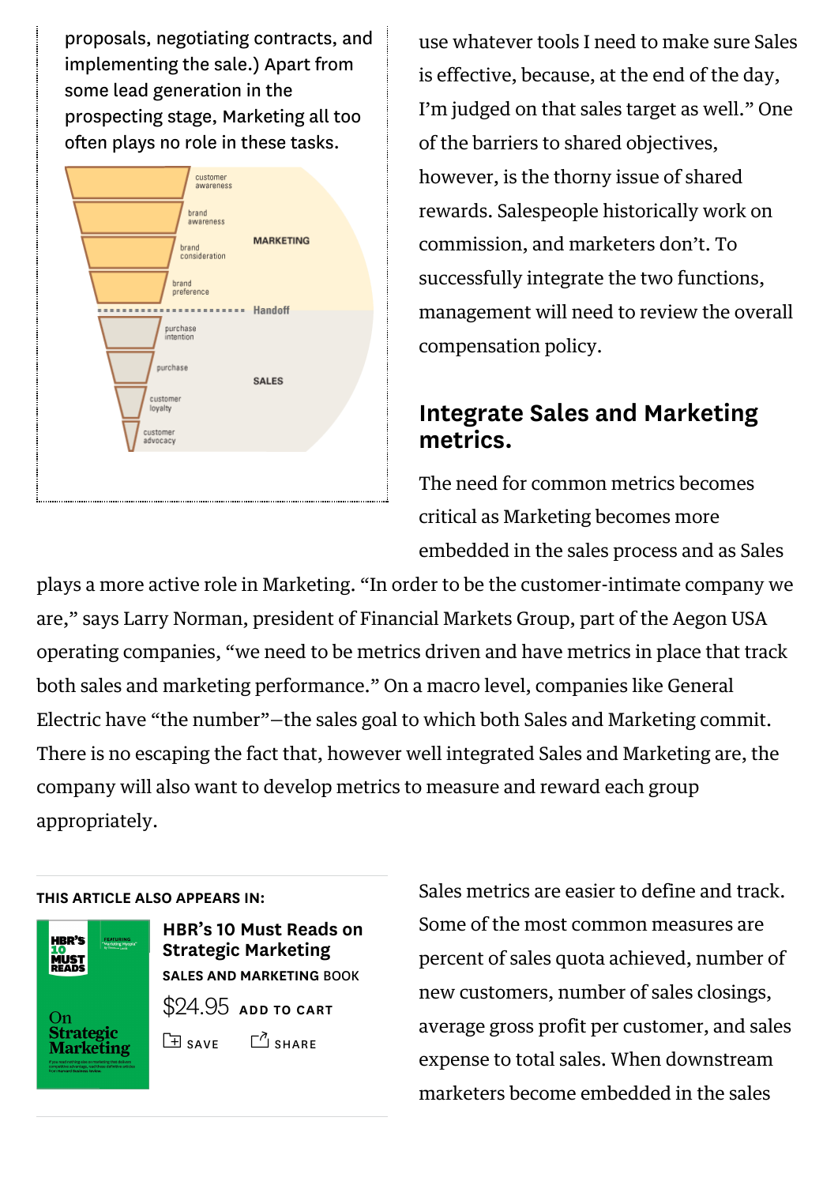proposals, negotiating contracts, and implementing the sale.) Apart from some lead generation in the prospecting stage, Marketing all too often plays no role in these tasks.

customer awareness

brand awareness

brand consideration

brand preference

MARKETING

Handoff

purchase intention

purchase

customer loyalty

customer advocacy

SALES

use whatever tools I need to make sure Sales is effective, because, at the end of the day, I'm judged on that sales target as well." One of the barriers to shared objectives, however, is the thorny issue of shared rewards. Salespeople historically work on commission, and marketers don't. To successfully integrate the two functions, management will need to review the overall compensation policy.

## Integrate Sales and Marketing metrics.

The need for common metrics becomes critical as Marketing becomes more embedded in the sales process and as Sales plays a more active role in Marketing. "In order to be the customer-intimate company we are," says Larry Norman, president of Financial Markets Group, part of the Aegon USA operating companies, "we need to be metrics driven and have metrics in place that track both sales and marketing performance." On a macro level, companies like General Electric have "the number"—the sales goal to which both Sales and Marketing commit. There is no escaping the fact that, however well integrated Sales and Marketing are, the company will also want to develop metrics to measure and reward each group appropriately.

THIS ARTICLE ALSO APPEARS IN:

**HBR's 10 Must Reads on Strategic Marketing**

SALES AND MARKETING BOOK

$24.95 ADD TO CART

SAVE SHARE

Sales metrics are easier to define and track. Some of the most common measures are percent of sales quota achieved, number of new customers, number of sales closings, average gross profit per customer, and sales expense to total sales. When downstream marketers become embedded in the sales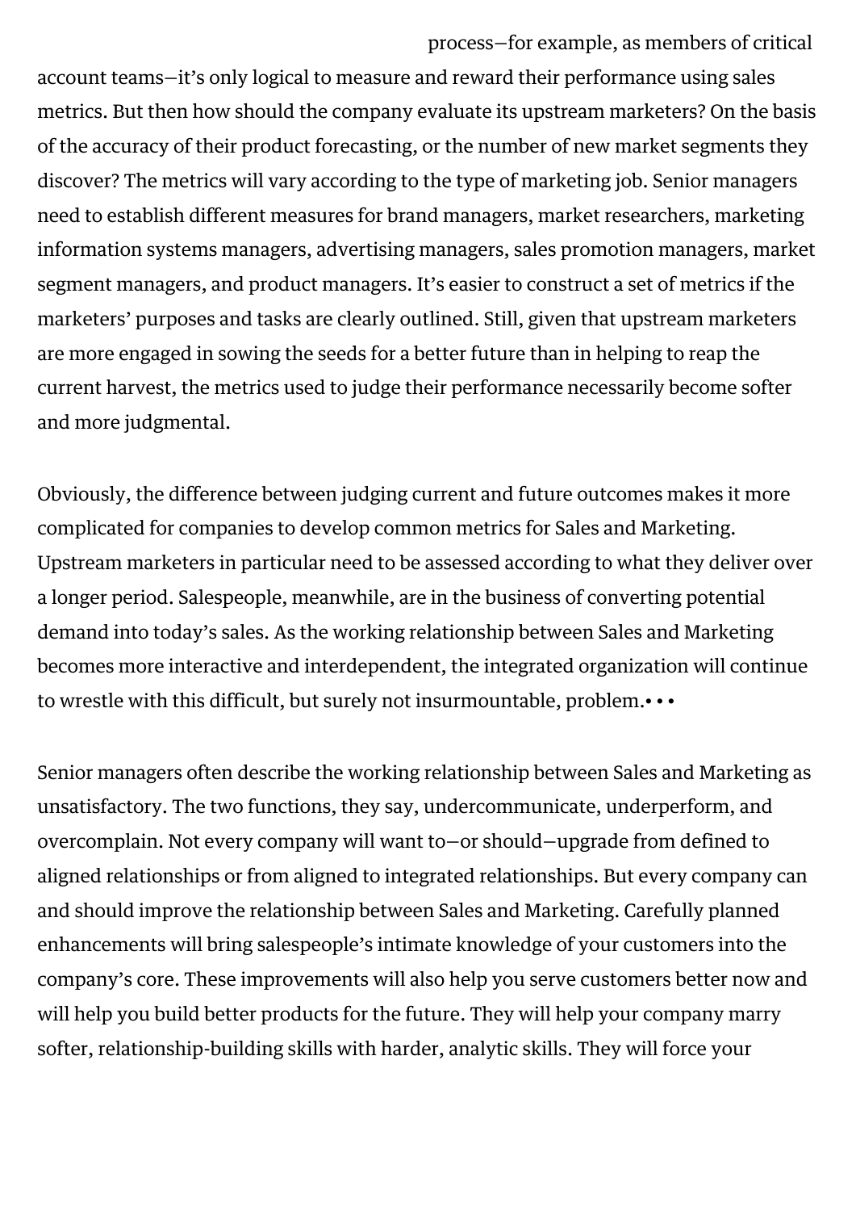process—for example, as members of critical account teams—it's only logical to measure and reward their performance using sales metrics. But then how should the company evaluate its upstream marketers? On the basis of the accuracy of their product forecasting, or the number of new market segments they discover? The metrics will vary according to the type of marketing job. Senior managers need to establish different measures for brand managers, market researchers, marketing information systems managers, advertising managers, sales promotion managers, market segment managers, and product managers. It's easier to construct a set of metrics if the marketers' purposes and tasks are clearly outlined. Still, given that upstream marketers are more engaged in sowing the seeds for a better future than in helping to reap the current harvest, the metrics used to judge their performance necessarily become softer and more judgmental.

Obviously, the difference between judging current and future outcomes makes it more complicated for companies to develop common metrics for Sales and Marketing. Upstream marketers in particular need to be assessed according to what they deliver over a longer period. Salespeople, meanwhile, are in the business of converting potential demand into today's sales. As the working relationship between Sales and Marketing becomes more interactive and interdependent, the integrated organization will continue to wrestle with this difficult, but surely not insurmountable, problem.• • •

Senior managers often describe the working relationship between Sales and Marketing as unsatisfactory. The two functions, they say, undercommunicate, underperform, and overcomplain. Not every company will want to—or should—upgrade from defined to aligned relationships or from aligned to integrated relationships. But every company can and should improve the relationship between Sales and Marketing. Carefully planned enhancements will bring salespeople's intimate knowledge of your customers into the company's core. These improvements will also help you serve customers better now and will help you build better products for the future. They will help your company marry softer, relationship-building skills with harder, analytic skills. They will force your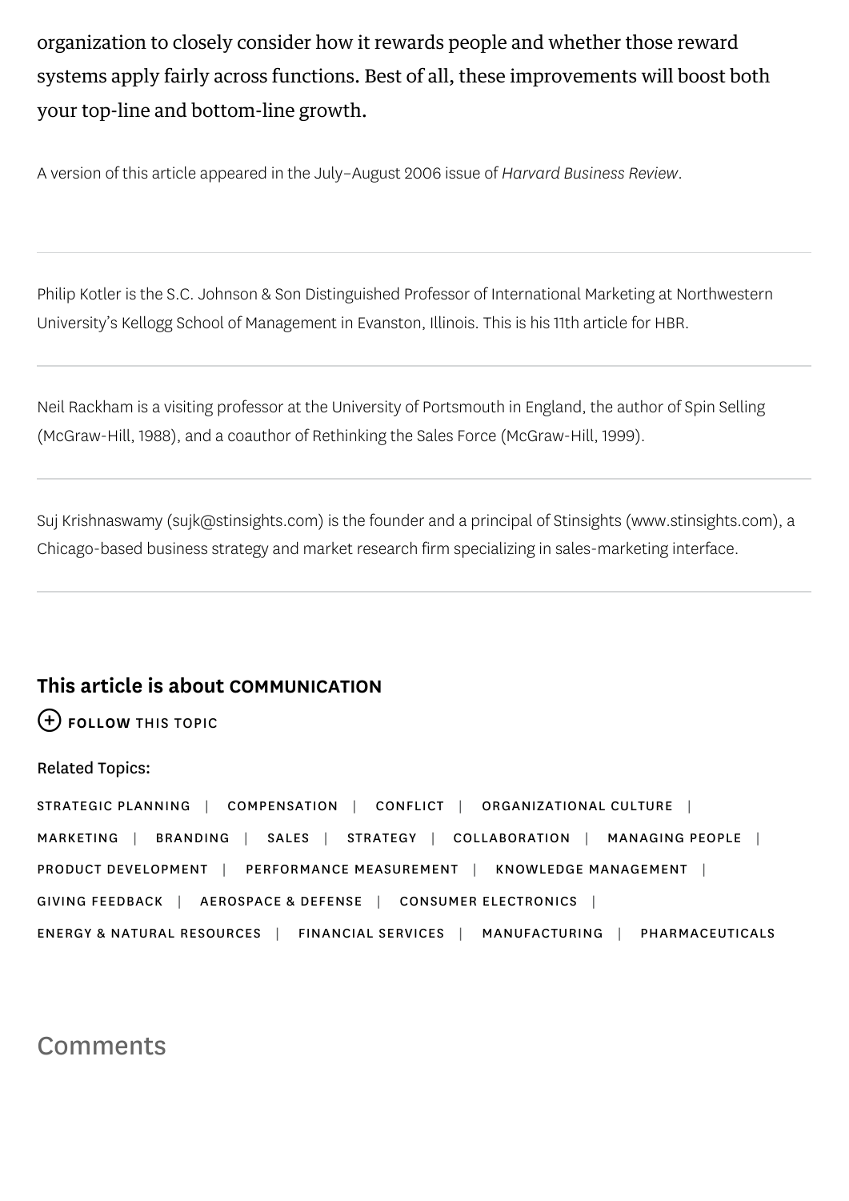organization to closely consider how it rewards people and whether those reward systems apply fairly across functions. Best of all, these improvements will boost both your top-line and bottom-line growth.

A version of this article appeared in the July–August 2006 issue of *Harvard Business Review*.

---

Philip Kotler is the S.C. Johnson & Son Distinguished Professor of International Marketing at Northwestern University's Kellogg School of Management in Evanston, Illinois. This is his 11th article for HBR.

---

Neil Rackham is a visiting professor at the University of Portsmouth in England, the author of Spin Selling (McGraw-Hill, 1988), and a coauthor of Rethinking the Sales Force (McGraw-Hill, 1999).

---

Suj Krishnaswamy (sujk@stinsights.com) is the founder and a principal of Stinsights (www.stinsights.com), a Chicago-based business strategy and market research firm specializing in sales-marketing interface.

---

**This article is about COMMUNICATION**

**FOLLOW** THIS TOPIC

Related Topics:

STRATEGIC PLANNING | COMPENSATION | CONFLICT | ORGANIZATIONAL CULTURE | MARKETING | BRANDING | SALES | STRATEGY | COLLABORATION | MANAGING PEOPLE | PRODUCT DEVELOPMENT | PERFORMANCE MEASUREMENT | KNOWLEDGE MANAGEMENT | GIVING FEEDBACK | AEROSPACE & DEFENSE | CONSUMER ELECTRONICS | ENERGY & NATURAL RESOURCES | FINANCIAL SERVICES | MANUFACTURING | PHARMACEUTICALS

## Comments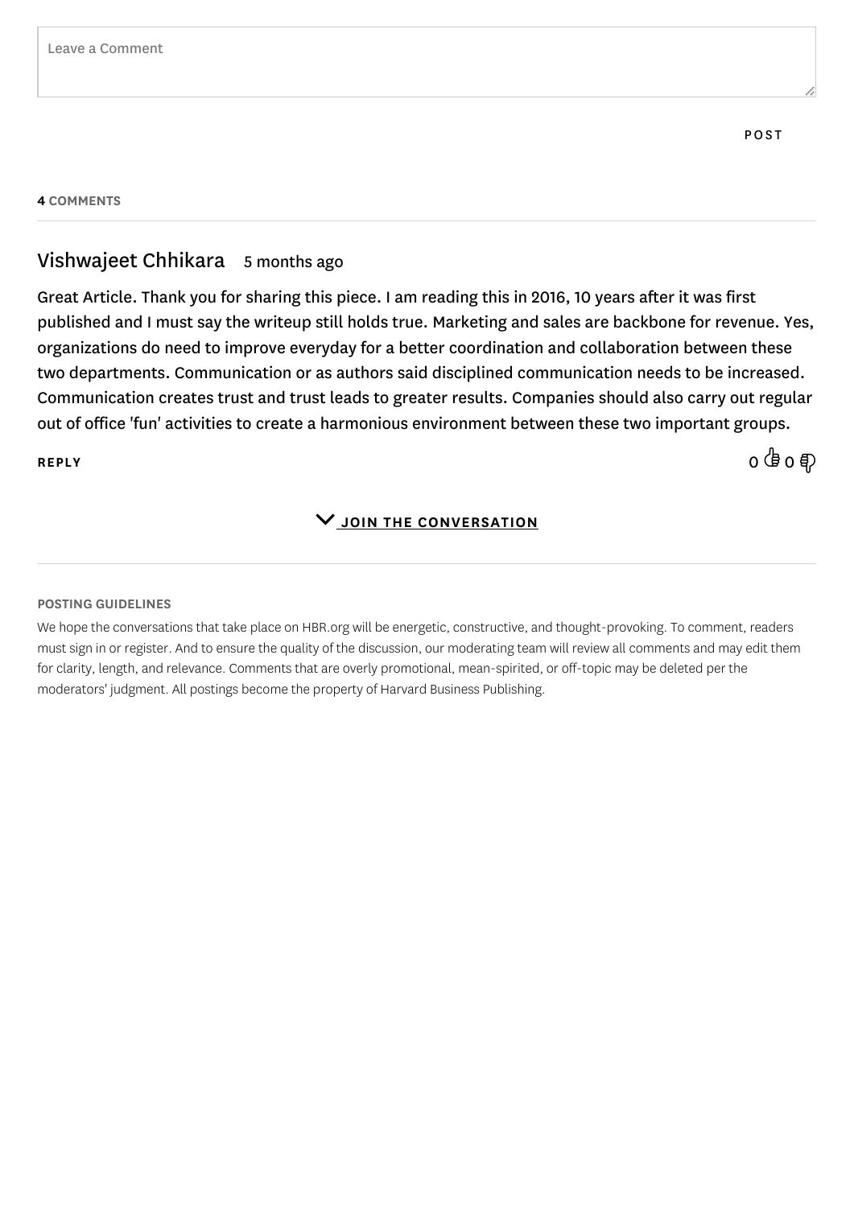Leave a Comment

POST

**4** COMMENTS

Vishwajeet Chhikara 5 months ago

Great Article. Thank you for sharing this piece. I am reading this in 2016, 10 years after it was first published and I must say the writeup still holds true. Marketing and sales are backbone for revenue. Yes, organizations do need to improve everyday for a better coordination and collaboration between these two departments. Communication or as authors said disciplined communication needs to be increased. Communication creates trust and trust leads to greater results. Companies should also carry out regular out of office 'fun' activities to create a harmonious environment between these two important groups.

REPLY

0 👍 0 👎

JOIN THE CONVERSATION

**POSTING GUIDELINES**

We hope the conversations that take place on HBR.org will be energetic, constructive, and thought-provoking. To comment, readers must sign in or register. And to ensure the quality of the discussion, our moderating team will review all comments and may edit them for clarity, length, and relevance. Comments that are overly promotional, mean-spirited, or off-topic may be deleted per the moderators' judgment. All postings become the property of Harvard Business Publishing.